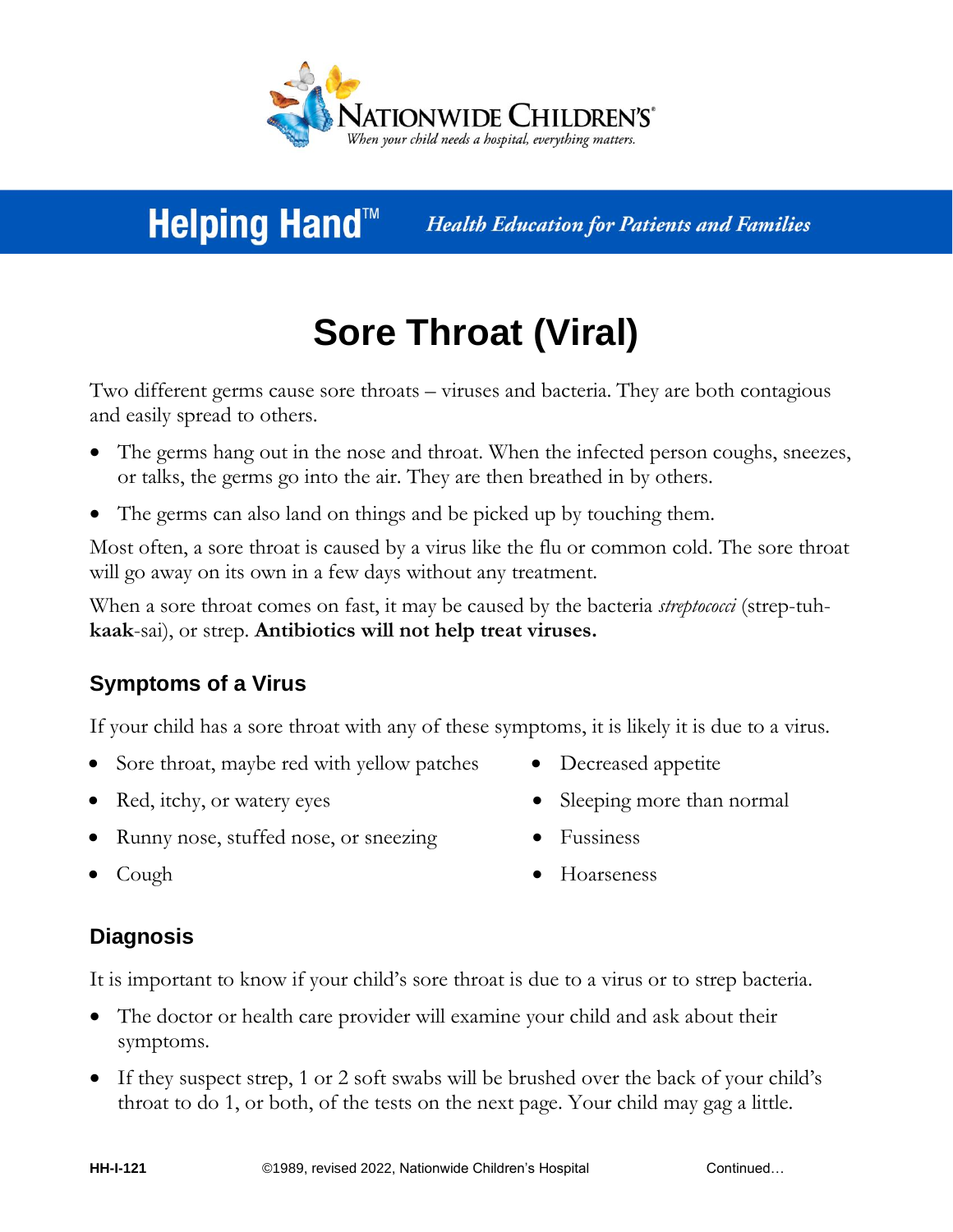NATIONWIDE CHILDREN'S®
*When your child needs a hospital, everything matters.*

**Helping Hand™** *Health Education for Patients and Families*

# Sore Throat (Viral)

Two different germs cause sore throats – viruses and bacteria. They are both contagious and easily spread to others.

- The germs hang out in the nose and throat. When the infected person coughs, sneezes, or talks, the germs go into the air. They are then breathed in by others.
- The germs can also land on things and be picked up by touching them.

Most often, a sore throat is caused by a virus like the flu or common cold. The sore throat will go away on its own in a few days without any treatment.

When a sore throat comes on fast, it may be caused by the bacteria *streptococci* (strep-tuh-**kaak**-sai), or strep. **Antibiotics will not help treat viruses.**

## Symptoms of a Virus

If your child has a sore throat with any of these symptoms, it is likely it is due to a virus.

- Sore throat, maybe red with yellow patches
- Red, itchy, or watery eyes
- Runny nose, stuffed nose, or sneezing
- Cough
- Decreased appetite
- Sleeping more than normal
- Fussiness
- Hoarseness

## Diagnosis

It is important to know if your child's sore throat is due to a virus or to strep bacteria.

- The doctor or health care provider will examine your child and ask about their symptoms.
- If they suspect strep, 1 or 2 soft swabs will be brushed over the back of your child's throat to do 1, or both, of the tests on the next page. Your child may gag a little.

HH-I-121 ©1989, revised 2022, Nationwide Children's Hospital Continued…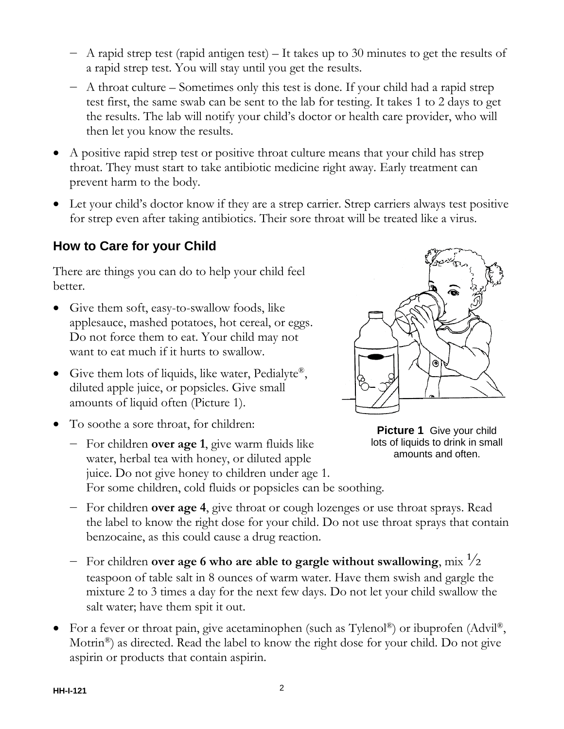- A rapid strep test (rapid antigen test) – It takes up to 30 minutes to get the results of a rapid strep test. You will stay until you get the results.
- A throat culture – Sometimes only this test is done. If your child had a rapid strep test first, the same swab can be sent to the lab for testing. It takes 1 to 2 days to get the results. The lab will notify your child's doctor or health care provider, who will then let you know the results.

- A positive rapid strep test or positive throat culture means that your child has strep throat. They must start to take antibiotic medicine right away. Early treatment can prevent harm to the body.
- Let your child's doctor know if they are a strep carrier. Strep carriers always test positive for strep even after taking antibiotics. Their sore throat will be treated like a virus.

## How to Care for your Child

There are things you can do to help your child feel better.

- Give them soft, easy-to-swallow foods, like applesauce, mashed potatoes, hot cereal, or eggs. Do not force them to eat. Your child may not want to eat much if it hurts to swallow.
- Give them lots of liquids, like water, Pedialyte®, diluted apple juice, or popsicles. Give small amounts of liquid often (Picture 1).
- To soothe a sore throat, for children:
  - For children **over age 1**, give warm fluids like water, herbal tea with honey, or diluted apple juice. Do not give honey to children under age 1. For some children, cold fluids or popsicles can be soothing.
  - For children **over age 4**, give throat or cough lozenges or use throat sprays. Read the label to know the right dose for your child. Do not use throat sprays that contain benzocaine, as this could cause a drug reaction.
  - For children **over age 6 who are able to gargle without swallowing**, mix ½ teaspoon of table salt in 8 ounces of warm water. Have them swish and gargle the mixture 2 to 3 times a day for the next few days. Do not let your child swallow the salt water; have them spit it out.
- For a fever or throat pain, give acetaminophen (such as Tylenol®) or ibuprofen (Advil®, Motrin®) as directed. Read the label to know the right dose for your child. Do not give aspirin or products that contain aspirin.

**Picture 1** Give your child lots of liquids to drink in small amounts and often.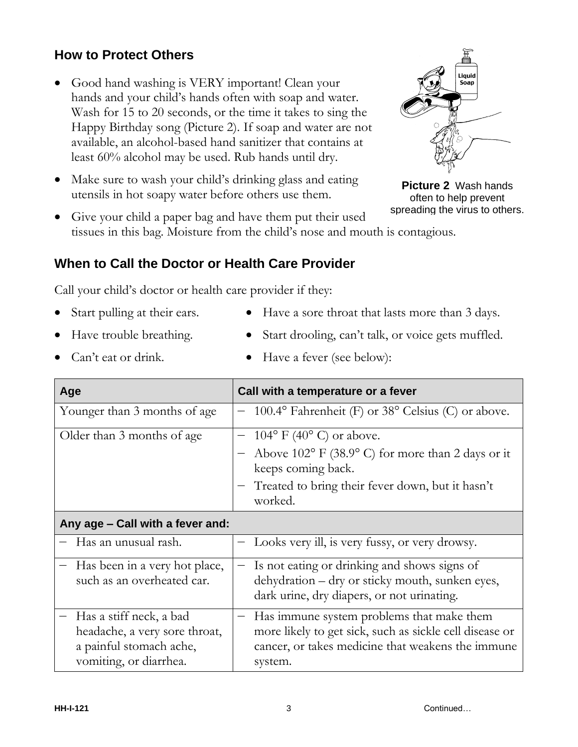## How to Protect Others

- Good hand washing is VERY important! Clean your hands and your child's hands often with soap and water. Wash for 15 to 20 seconds, or the time it takes to sing the Happy Birthday song (Picture 2). If soap and water are not available, an alcohol-based hand sanitizer that contains at least 60% alcohol may be used. Rub hands until dry.
- Make sure to wash your child's drinking glass and eating utensils in hot soapy water before others use them.
- Give your child a paper bag and have them put their used tissues in this bag. Moisture from the child's nose and mouth is contagious.

**Picture 2** Wash hands often to help prevent spreading the virus to others.

## When to Call the Doctor or Health Care Provider

Call your child's doctor or health care provider if they:

- Start pulling at their ears.
- Have trouble breathing.
- Can't eat or drink.
- Have a sore throat that lasts more than 3 days.
- Start drooling, can't talk, or voice gets muffled.
- Have a fever (see below):

| Age | Call with a temperature or a fever |
|---|---|
| Younger than 3 months of age | – 100.4° Fahrenheit (F) or 38° Celsius (C) or above. |
| Older than 3 months of age | – 104° F (40° C) or above.<br>– Above 102° F (38.9° C) for more than 2 days or it keeps coming back.<br>– Treated to bring their fever down, but it hasn't worked. |
| **Any age – Call with a fever and:** | |
| – Has an unusual rash. | – Looks very ill, is very fussy, or very drowsy. |
| – Has been in a very hot place, such as an overheated car. | – Is not eating or drinking and shows signs of dehydration – dry or sticky mouth, sunken eyes, dark urine, dry diapers, or not urinating. |
| – Has a stiff neck, a bad headache, a very sore throat, a painful stomach ache, vomiting, or diarrhea. | – Has immune system problems that make them more likely to get sick, such as sickle cell disease or cancer, or takes medicine that weakens the immune system. |

HH-I-121

Continued…